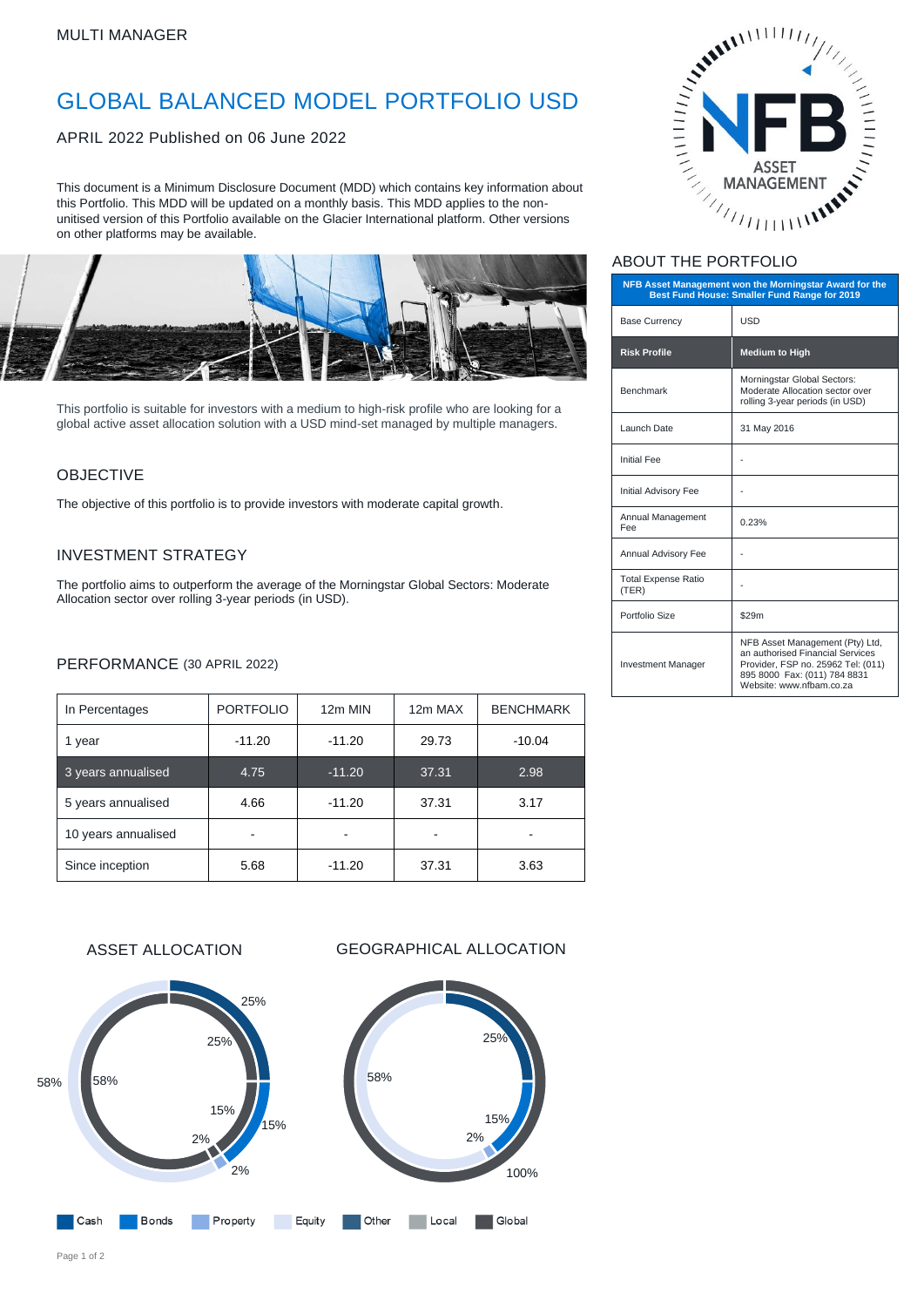MULTI MANAGER

# GLOBAL BALANCED MODEL PORTFOLIO USD

APRIL 2022 Published on 06 June 2022

This document is a Minimum Disclosure Document (MDD) which contains key information about this Portfolio. This MDD will be updated on a monthly basis. This MDD applies to the non-unitised version of this Portfolio available on the Glacier International platform. Other versions on other platforms may be available.

This portfolio is suitable for investors with a medium to high-risk profile who are looking for a global active asset allocation solution with a USD mind-set managed by multiple managers.

## OBJECTIVE

The objective of this portfolio is to provide investors with moderate capital growth.

## INVESTMENT STRATEGY

The portfolio aims to outperform the average of the Morningstar Global Sectors: Moderate Allocation sector over rolling 3-year periods (in USD).

## PERFORMANCE (30 APRIL 2022)

| In Percentages | PORTFOLIO | 12m MIN | 12m MAX | BENCHMARK |
|---|---|---|---|---|
| 1 year | -11.20 | -11.20 | 29.73 | -10.04 |
| 3 years annualised | 4.75 | -11.20 | 37.31 | 2.98 |
| 5 years annualised | 4.66 | -11.20 | 37.31 | 3.17 |
| 10 years annualised | - | - | - | - |
| Since inception | 5.68 | -11.20 | 37.31 | 3.63 |

## ASSET ALLOCATION

- Cash: 2%
- Bonds: 15%
- Other: 25%
- Equity: 58%

## GEOGRAPHICAL ALLOCATION

- Global: 100%

Legend: Cash, Bonds, Property, Equity, Other, Local, Global

## ABOUT THE PORTFOLIO

| NFB Asset Management won the Morningstar Award for the Best Fund House: Smaller Fund Range for 2019 | |
|---|---|
| Base Currency | USD |
| **Risk Profile** | **Medium to High** |
| Benchmark | Morningstar Global Sectors: Moderate Allocation sector over rolling 3-year periods (in USD) |
| Launch Date | 31 May 2016 |
| Initial Fee | - |
| Initial Advisory Fee | - |
| Annual Management Fee | 0.23% |
| Annual Advisory Fee | - |
| Total Expense Ratio (TER) | - |
| Portfolio Size | $29m |
| Investment Manager | NFB Asset Management (Pty) Ltd, an authorised Financial Services Provider, FSP no. 25962 Tel: (011) 895 8000 Fax: (011) 784 8831 Website: www.nfbam.co.za |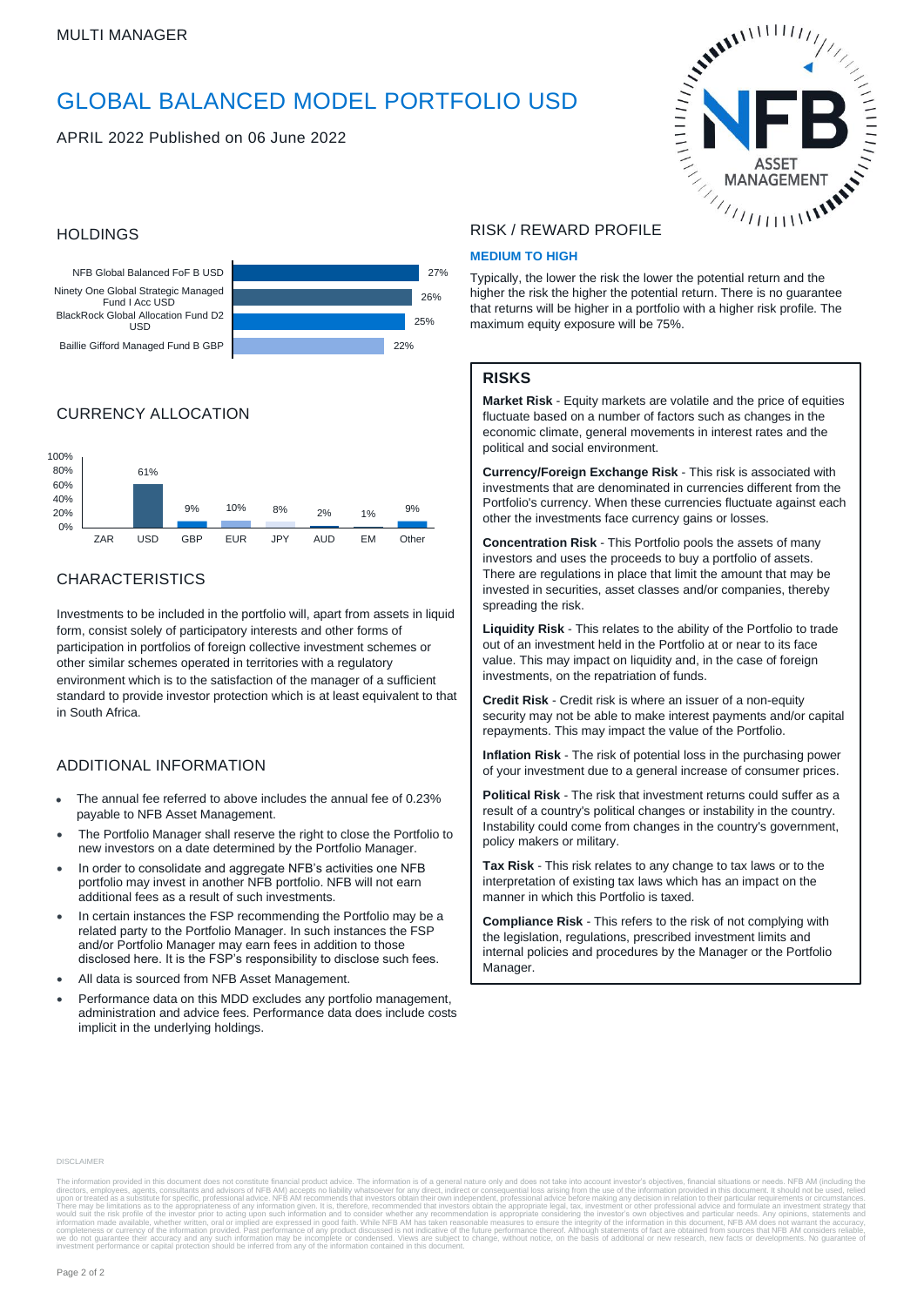MULTI MANAGER

# GLOBAL BALANCED MODEL PORTFOLIO USD

APRIL 2022 Published on 06 June 2022

## HOLDINGS

NFB Global Balanced FoF B USD
27%
Ninety One Global Strategic Managed Fund I Acc USD
26%
BlackRock Global Allocation Fund D2 USD
25%
Baillie Gifford Managed Fund B GBP
22%

## CURRENCY ALLOCATION

100%
80%
60%
40%
20%
0%
ZAR
USD 61%
GBP 9%
EUR 10%
JPY 8%
AUD 2%
EM 1%
Other 9%

## CHARACTERISTICS

Investments to be included in the portfolio will, apart from assets in liquid form, consist solely of participatory interests and other forms of participation in portfolios of foreign collective investment schemes or other similar schemes operated in territories with a regulatory environment which is to the satisfaction of the manager of a sufficient standard to provide investor protection which is at least equivalent to that in South Africa.

## ADDITIONAL INFORMATION

- The annual fee referred to above includes the annual fee of 0.23% payable to NFB Asset Management.
- The Portfolio Manager shall reserve the right to close the Portfolio to new investors on a date determined by the Portfolio Manager.
- In order to consolidate and aggregate NFB's activities one NFB portfolio may invest in another NFB portfolio. NFB will not earn additional fees as a result of such investments.
- In certain instances the FSP recommending the Portfolio may be a related party to the Portfolio Manager. In such instances the FSP and/or Portfolio Manager may earn fees in addition to those disclosed here. It is the FSP's responsibility to disclose such fees.
- All data is sourced from NFB Asset Management.
- Performance data on this MDD excludes any portfolio management, administration and advice fees. Performance data does include costs implicit in the underlying holdings.

## RISK / REWARD PROFILE

**MEDIUM TO HIGH**

Typically, the lower the risk the lower the potential return and the higher the risk the higher the potential return. There is no guarantee that returns will be higher in a portfolio with a higher risk profile. The maximum equity exposure will be 75%.

## RISKS

**Market Risk** - Equity markets are volatile and the price of equities fluctuate based on a number of factors such as changes in the economic climate, general movements in interest rates and the political and social environment.

**Currency/Foreign Exchange Risk** - This risk is associated with investments that are denominated in currencies different from the Portfolio's currency. When these currencies fluctuate against each other the investments face currency gains or losses.

**Concentration Risk** - This Portfolio pools the assets of many investors and uses the proceeds to buy a portfolio of assets. There are regulations in place that limit the amount that may be invested in securities, asset classes and/or companies, thereby spreading the risk.

**Liquidity Risk** - This relates to the ability of the Portfolio to trade out of an investment held in the Portfolio at or near to its face value. This may impact on liquidity and, in the case of foreign investments, on the repatriation of funds.

**Credit Risk** - Credit risk is where an issuer of a non-equity security may not be able to make interest payments and/or capital repayments. This may impact the value of the Portfolio.

**Inflation Risk** - The risk of potential loss in the purchasing power of your investment due to a general increase of consumer prices.

**Political Risk** - The risk that investment returns could suffer as a result of a country's political changes or instability in the country. Instability could come from changes in the country's government, policy makers or military.

**Tax Risk** - This risk relates to any change to tax laws or to the interpretation of existing tax laws which has an impact on the manner in which this Portfolio is taxed.

**Compliance Risk** - This refers to the risk of not complying with the legislation, regulations, prescribed investment limits and internal policies and procedures by the Manager or the Portfolio Manager.

DISCLAIMER

The information provided in this document does not constitute financial product advice. The information is of a general nature only and does not take into account investor's objectives, financial situations or needs. NFB AM (including the directors, employees, agents, consultants and advisors of NFB AM) accepts no liability whatsoever for any direct, indirect or consequential loss arising from the use of the information provided in this document. It should not be used, relied upon or treated as a substitute for specific, professional advice. NFB AM recommends that investors obtain their own independent, professional advice before making any decision in relation to their particular requirements or circumstances. There may be limitations as to the appropriateness of any information given. It is, therefore, recommended that investors obtain the appropriate legal, tax, investment or other professional advice and formulate an investment strategy that would suit the risk profile of the investor prior to acting upon such information and to consider whether any recommendation is appropriate considering the investor's own objectives and particular needs. Any opinions, statements and information made available, whether written, oral or implied are expressed in good faith. While NFB AM has taken reasonable measures to ensure the integrity of the information in this document, NFB AM does not warrant the accuracy, completeness or currency of the information provided. Past performance of any product discussed is not indicative of the future performance thereof. Although statements of fact are obtained from sources that NFB AM considers reliable, we do not guarantee their accuracy and any such information may be incomplete or condensed. Views are subject to change, without notice, on the basis of additional or new research, new facts or developments. No guarantee of investment performance or capital protection should be inferred from any of the information contained in this document.